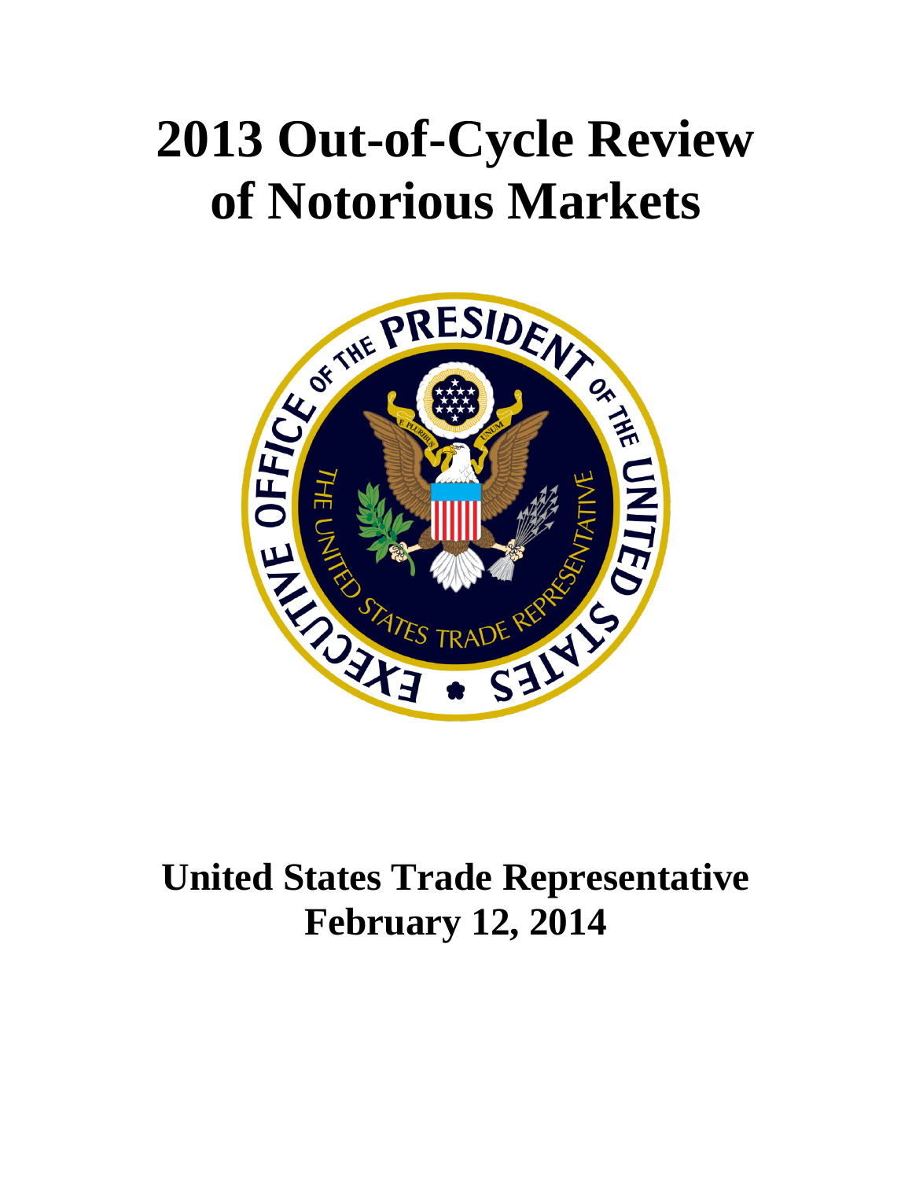# 2013 Out-of-Cycle Review of Notorious Markets

**United States Trade Representative**
**February 12, 2014**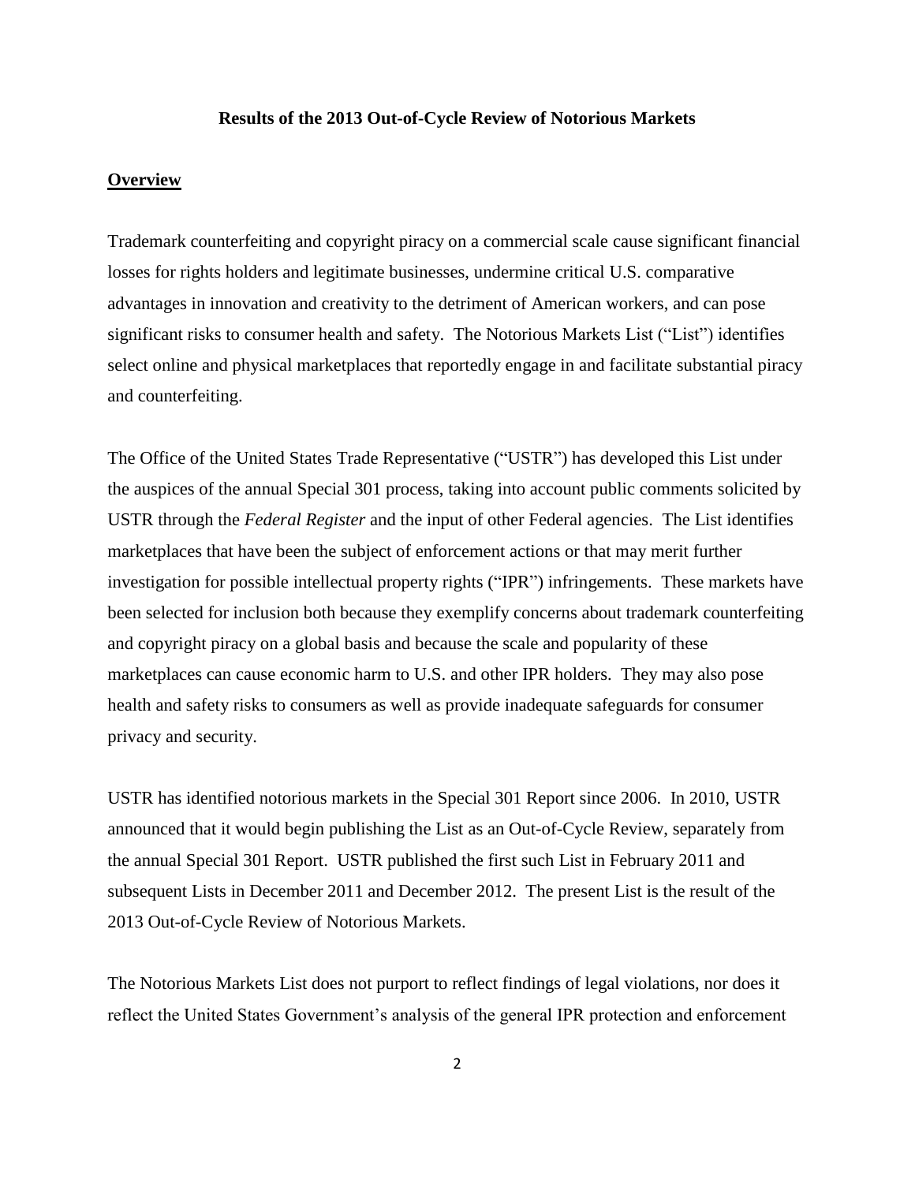**Results of the 2013 Out-of-Cycle Review of Notorious Markets**

## Overview

Trademark counterfeiting and copyright piracy on a commercial scale cause significant financial losses for rights holders and legitimate businesses, undermine critical U.S. comparative advantages in innovation and creativity to the detriment of American workers, and can pose significant risks to consumer health and safety. The Notorious Markets List ("List") identifies select online and physical marketplaces that reportedly engage in and facilitate substantial piracy and counterfeiting.

The Office of the United States Trade Representative ("USTR") has developed this List under the auspices of the annual Special 301 process, taking into account public comments solicited by USTR through the *Federal Register* and the input of other Federal agencies. The List identifies marketplaces that have been the subject of enforcement actions or that may merit further investigation for possible intellectual property rights ("IPR") infringements. These markets have been selected for inclusion both because they exemplify concerns about trademark counterfeiting and copyright piracy on a global basis and because the scale and popularity of these marketplaces can cause economic harm to U.S. and other IPR holders. They may also pose health and safety risks to consumers as well as provide inadequate safeguards for consumer privacy and security.

USTR has identified notorious markets in the Special 301 Report since 2006. In 2010, USTR announced that it would begin publishing the List as an Out-of-Cycle Review, separately from the annual Special 301 Report. USTR published the first such List in February 2011 and subsequent Lists in December 2011 and December 2012. The present List is the result of the 2013 Out-of-Cycle Review of Notorious Markets.

The Notorious Markets List does not purport to reflect findings of legal violations, nor does it reflect the United States Government's analysis of the general IPR protection and enforcement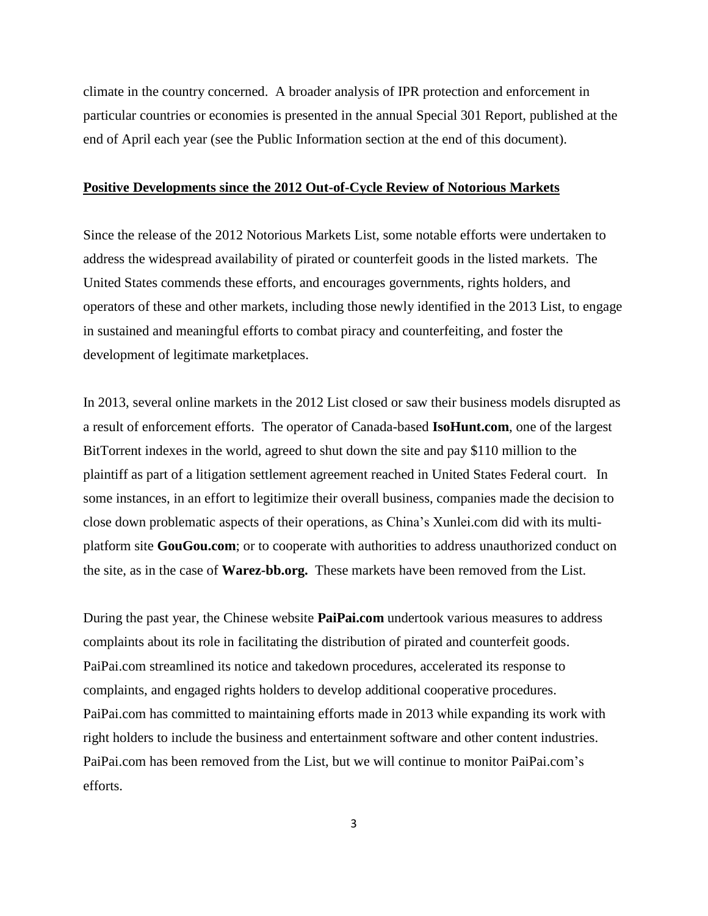climate in the country concerned. A broader analysis of IPR protection and enforcement in particular countries or economies is presented in the annual Special 301 Report, published at the end of April each year (see the Public Information section at the end of this document).

## Positive Developments since the 2012 Out-of-Cycle Review of Notorious Markets

Since the release of the 2012 Notorious Markets List, some notable efforts were undertaken to address the widespread availability of pirated or counterfeit goods in the listed markets. The United States commends these efforts, and encourages governments, rights holders, and operators of these and other markets, including those newly identified in the 2013 List, to engage in sustained and meaningful efforts to combat piracy and counterfeiting, and foster the development of legitimate marketplaces.

In 2013, several online markets in the 2012 List closed or saw their business models disrupted as a result of enforcement efforts. The operator of Canada-based **IsoHunt.com**, one of the largest BitTorrent indexes in the world, agreed to shut down the site and pay $110 million to the plaintiff as part of a litigation settlement agreement reached in United States Federal court. In some instances, in an effort to legitimize their overall business, companies made the decision to close down problematic aspects of their operations, as China's Xunlei.com did with its multi-platform site **GouGou.com**; or to cooperate with authorities to address unauthorized conduct on the site, as in the case of **Warez-bb.org.** These markets have been removed from the List.

During the past year, the Chinese website **PaiPai.com** undertook various measures to address complaints about its role in facilitating the distribution of pirated and counterfeit goods. PaiPai.com streamlined its notice and takedown procedures, accelerated its response to complaints, and engaged rights holders to develop additional cooperative procedures. PaiPai.com has committed to maintaining efforts made in 2013 while expanding its work with right holders to include the business and entertainment software and other content industries. PaiPai.com has been removed from the List, but we will continue to monitor PaiPai.com's efforts.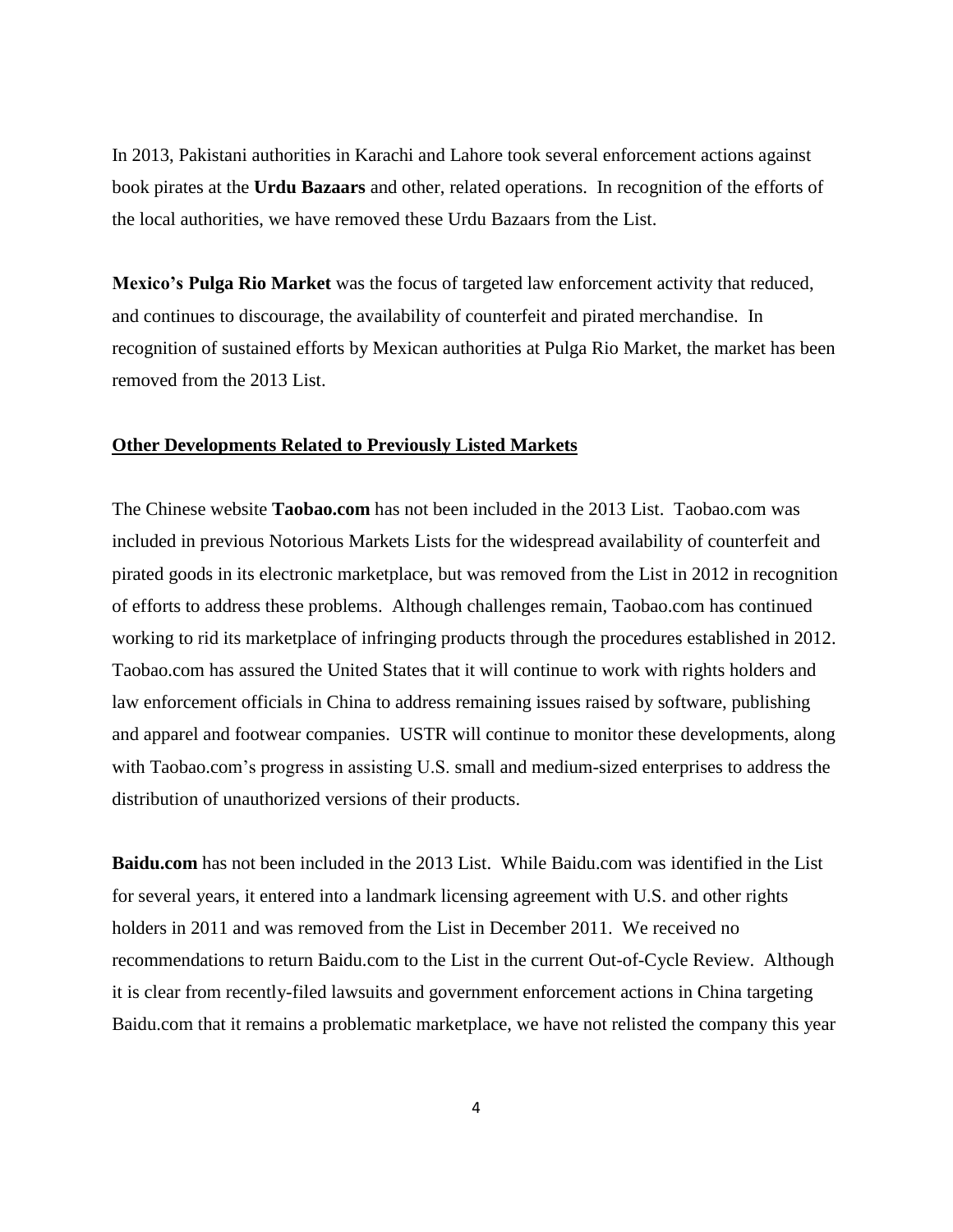In 2013, Pakistani authorities in Karachi and Lahore took several enforcement actions against book pirates at the **Urdu Bazaars** and other, related operations. In recognition of the efforts of the local authorities, we have removed these Urdu Bazaars from the List.

**Mexico's Pulga Rio Market** was the focus of targeted law enforcement activity that reduced, and continues to discourage, the availability of counterfeit and pirated merchandise. In recognition of sustained efforts by Mexican authorities at Pulga Rio Market, the market has been removed from the 2013 List.

## Other Developments Related to Previously Listed Markets

The Chinese website **Taobao.com** has not been included in the 2013 List. Taobao.com was included in previous Notorious Markets Lists for the widespread availability of counterfeit and pirated goods in its electronic marketplace, but was removed from the List in 2012 in recognition of efforts to address these problems. Although challenges remain, Taobao.com has continued working to rid its marketplace of infringing products through the procedures established in 2012. Taobao.com has assured the United States that it will continue to work with rights holders and law enforcement officials in China to address remaining issues raised by software, publishing and apparel and footwear companies. USTR will continue to monitor these developments, along with Taobao.com's progress in assisting U.S. small and medium-sized enterprises to address the distribution of unauthorized versions of their products.

**Baidu.com** has not been included in the 2013 List. While Baidu.com was identified in the List for several years, it entered into a landmark licensing agreement with U.S. and other rights holders in 2011 and was removed from the List in December 2011. We received no recommendations to return Baidu.com to the List in the current Out-of-Cycle Review. Although it is clear from recently-filed lawsuits and government enforcement actions in China targeting Baidu.com that it remains a problematic marketplace, we have not relisted the company this year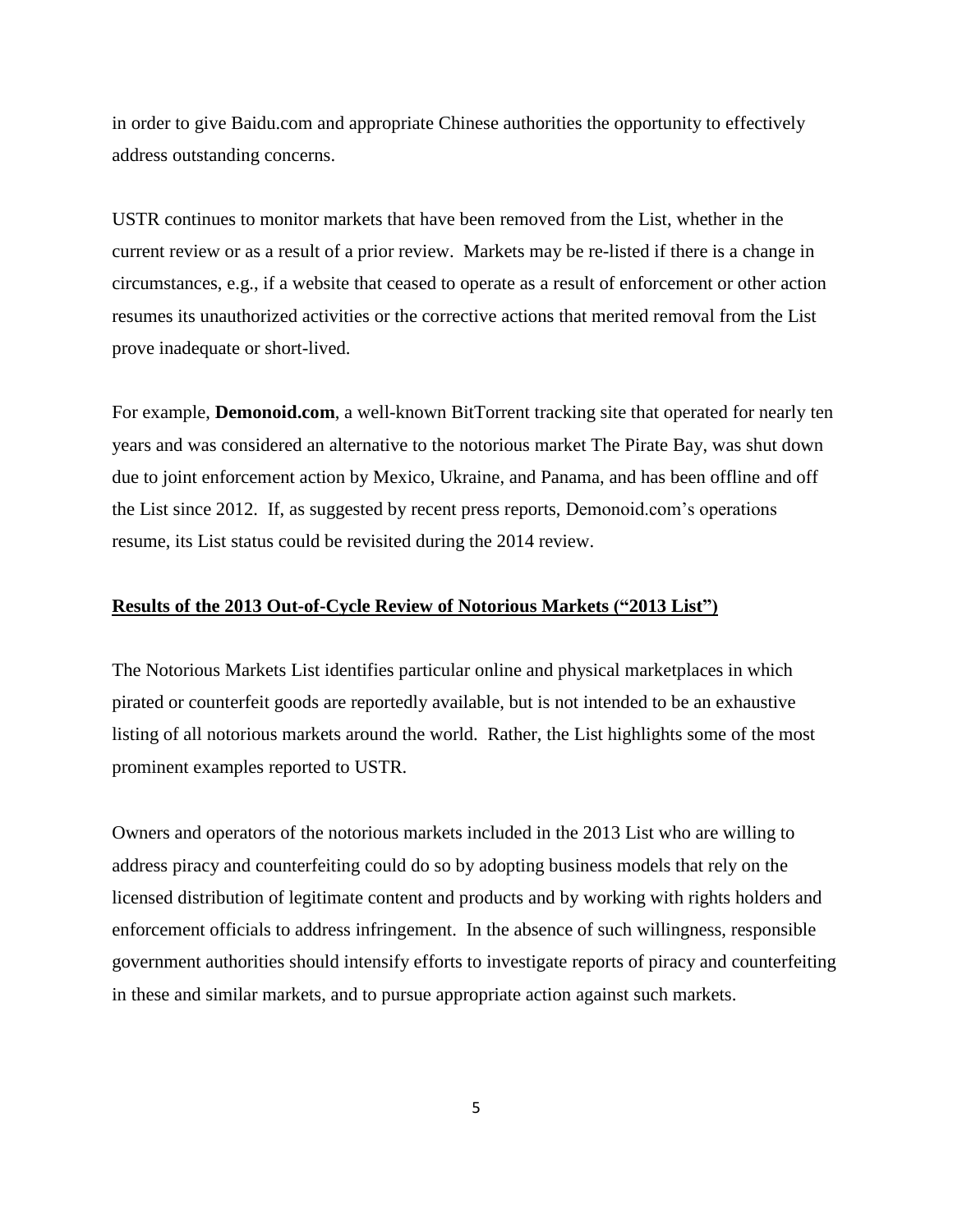in order to give Baidu.com and appropriate Chinese authorities the opportunity to effectively address outstanding concerns.

USTR continues to monitor markets that have been removed from the List, whether in the current review or as a result of a prior review. Markets may be re-listed if there is a change in circumstances, e.g., if a website that ceased to operate as a result of enforcement or other action resumes its unauthorized activities or the corrective actions that merited removal from the List prove inadequate or short-lived.

For example, **Demonoid.com**, a well-known BitTorrent tracking site that operated for nearly ten years and was considered an alternative to the notorious market The Pirate Bay, was shut down due to joint enforcement action by Mexico, Ukraine, and Panama, and has been offline and off the List since 2012. If, as suggested by recent press reports, Demonoid.com's operations resume, its List status could be revisited during the 2014 review.

## Results of the 2013 Out-of-Cycle Review of Notorious Markets ("2013 List")

The Notorious Markets List identifies particular online and physical marketplaces in which pirated or counterfeit goods are reportedly available, but is not intended to be an exhaustive listing of all notorious markets around the world. Rather, the List highlights some of the most prominent examples reported to USTR.

Owners and operators of the notorious markets included in the 2013 List who are willing to address piracy and counterfeiting could do so by adopting business models that rely on the licensed distribution of legitimate content and products and by working with rights holders and enforcement officials to address infringement. In the absence of such willingness, responsible government authorities should intensify efforts to investigate reports of piracy and counterfeiting in these and similar markets, and to pursue appropriate action against such markets.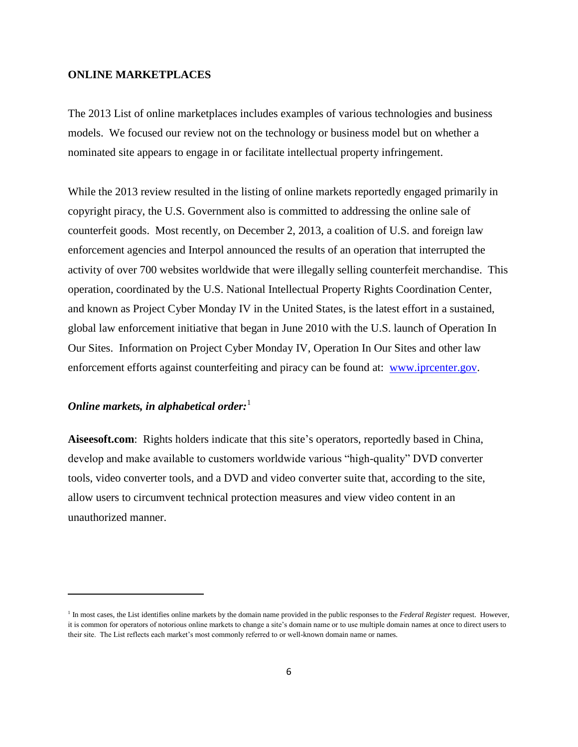## ONLINE MARKETPLACES

The 2013 List of online marketplaces includes examples of various technologies and business models. We focused our review not on the technology or business model but on whether a nominated site appears to engage in or facilitate intellectual property infringement.

While the 2013 review resulted in the listing of online markets reportedly engaged primarily in copyright piracy, the U.S. Government also is committed to addressing the online sale of counterfeit goods. Most recently, on December 2, 2013, a coalition of U.S. and foreign law enforcement agencies and Interpol announced the results of an operation that interrupted the activity of over 700 websites worldwide that were illegally selling counterfeit merchandise. This operation, coordinated by the U.S. National Intellectual Property Rights Coordination Center, and known as Project Cyber Monday IV in the United States, is the latest effort in a sustained, global law enforcement initiative that began in June 2010 with the U.S. launch of Operation In Our Sites. Information on Project Cyber Monday IV, Operation In Our Sites and other law enforcement efforts against counterfeiting and piracy can be found at: [www.iprcenter.gov](http://www.iprcenter.gov).

### *Online markets, in alphabetical order:*[1]

**Aiseesoft.com**: Rights holders indicate that this site's operators, reportedly based in China, develop and make available to customers worldwide various "high-quality" DVD converter tools, video converter tools, and a DVD and video converter suite that, according to the site, allow users to circumvent technical protection measures and view video content in an unauthorized manner.

---

[1] In most cases, the List identifies online markets by the domain name provided in the public responses to the *Federal Register* request. However, it is common for operators of notorious online markets to change a site's domain name or to use multiple domain names at once to direct users to their site. The List reflects each market's most commonly referred to or well-known domain name or names.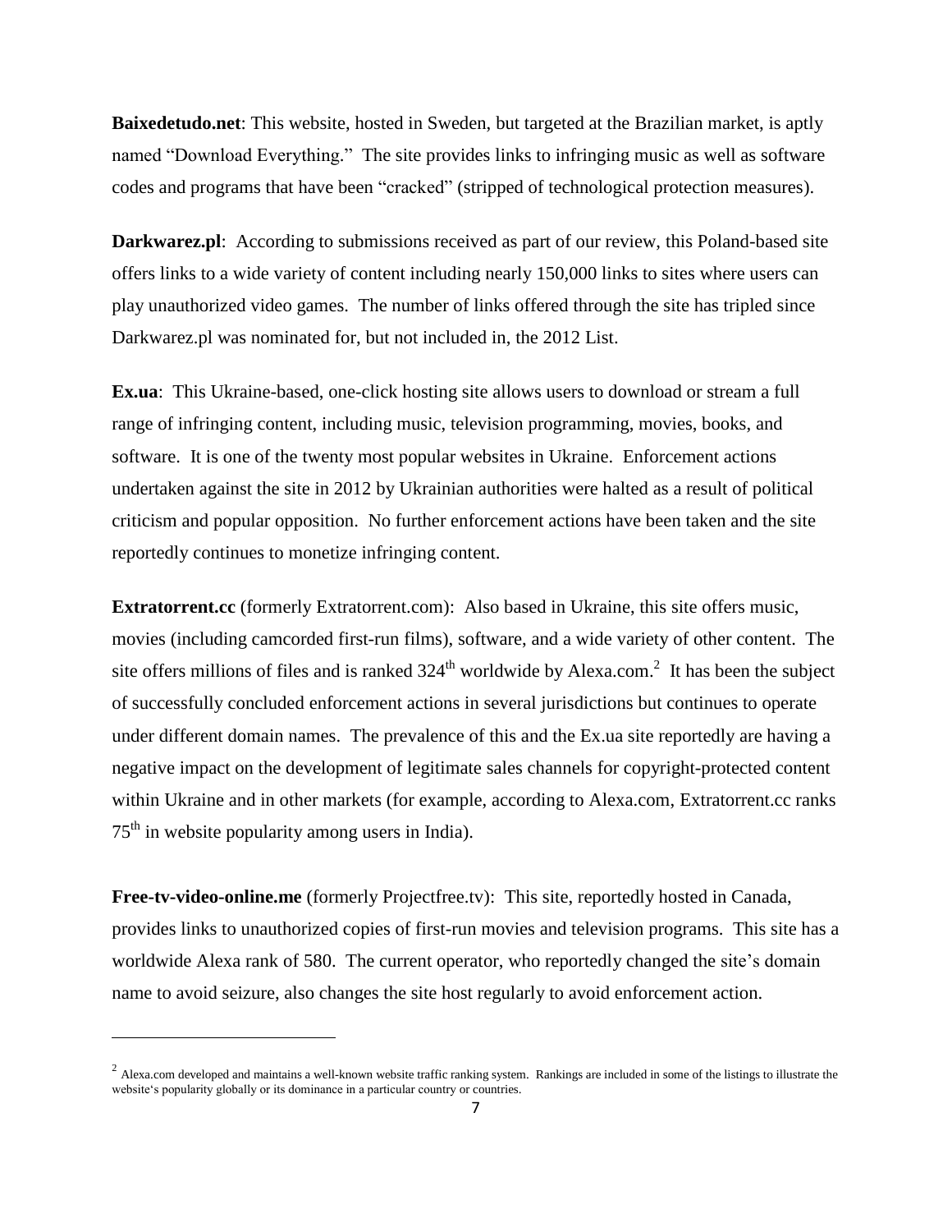**Baixedetudo.net**: This website, hosted in Sweden, but targeted at the Brazilian market, is aptly named "Download Everything." The site provides links to infringing music as well as software codes and programs that have been "cracked" (stripped of technological protection measures).

**Darkwarez.pl**: According to submissions received as part of our review, this Poland-based site offers links to a wide variety of content including nearly 150,000 links to sites where users can play unauthorized video games. The number of links offered through the site has tripled since Darkwarez.pl was nominated for, but not included in, the 2012 List.

**Ex.ua**: This Ukraine-based, one-click hosting site allows users to download or stream a full range of infringing content, including music, television programming, movies, books, and software. It is one of the twenty most popular websites in Ukraine. Enforcement actions undertaken against the site in 2012 by Ukrainian authorities were halted as a result of political criticism and popular opposition. No further enforcement actions have been taken and the site reportedly continues to monetize infringing content.

**Extratorrent.cc** (formerly Extratorrent.com): Also based in Ukraine, this site offers music, movies (including camcorded first-run films), software, and a wide variety of other content. The site offers millions of files and is ranked 324th worldwide by Alexa.com.[2] It has been the subject of successfully concluded enforcement actions in several jurisdictions but continues to operate under different domain names. The prevalence of this and the Ex.ua site reportedly are having a negative impact on the development of legitimate sales channels for copyright-protected content within Ukraine and in other markets (for example, according to Alexa.com, Extratorrent.cc ranks 75th in website popularity among users in India).

**Free-tv-video-online.me** (formerly Projectfree.tv): This site, reportedly hosted in Canada, provides links to unauthorized copies of first-run movies and television programs. This site has a worldwide Alexa rank of 580. The current operator, who reportedly changed the site's domain name to avoid seizure, also changes the site host regularly to avoid enforcement action.

---

[2] Alexa.com developed and maintains a well-known website traffic ranking system. Rankings are included in some of the listings to illustrate the website's popularity globally or its dominance in a particular country or countries.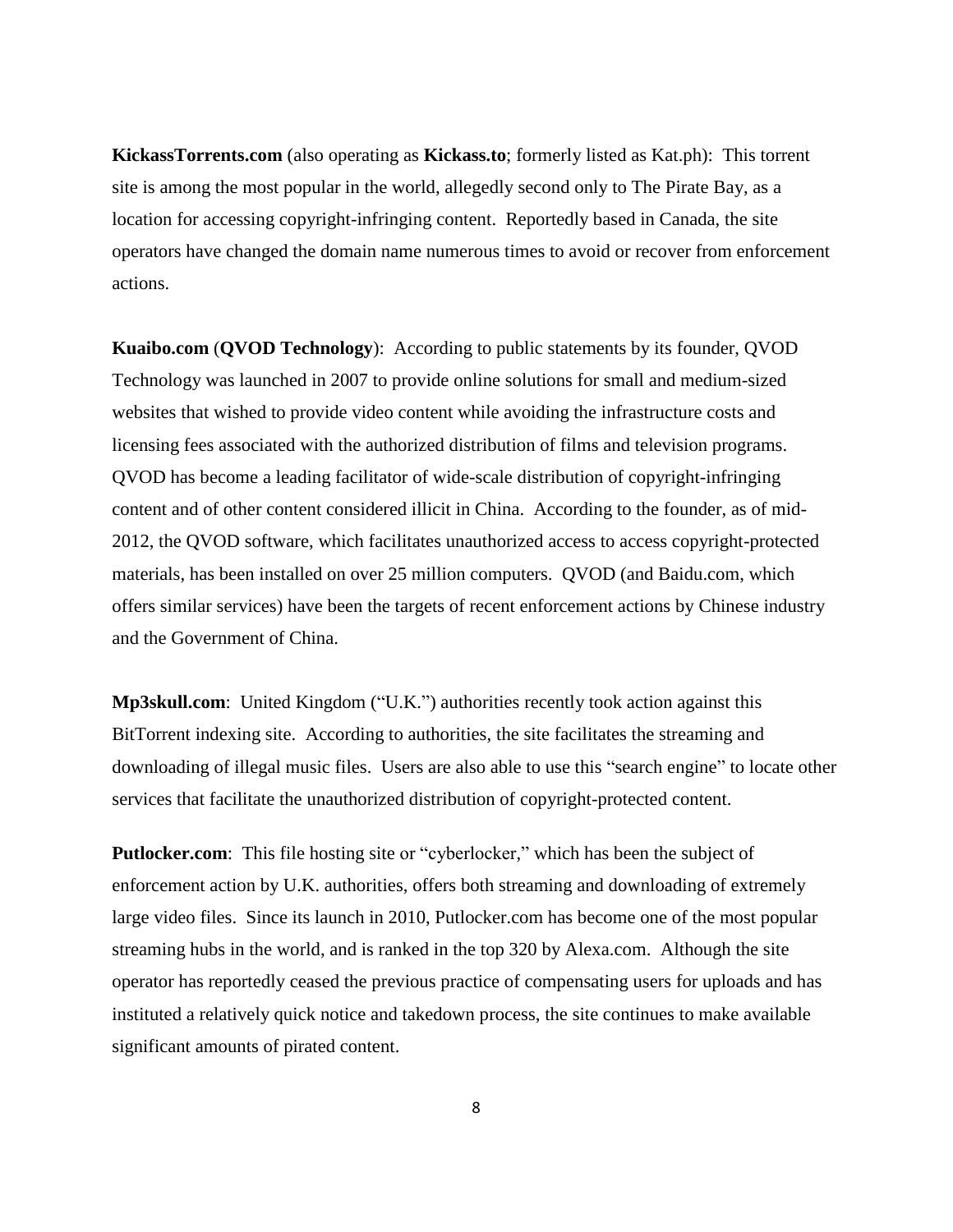**KickassTorrents.com** (also operating as **Kickass.to**; formerly listed as Kat.ph): This torrent site is among the most popular in the world, allegedly second only to The Pirate Bay, as a location for accessing copyright-infringing content. Reportedly based in Canada, the site operators have changed the domain name numerous times to avoid or recover from enforcement actions.

**Kuaibo.com** (**QVOD Technology**): According to public statements by its founder, QVOD Technology was launched in 2007 to provide online solutions for small and medium-sized websites that wished to provide video content while avoiding the infrastructure costs and licensing fees associated with the authorized distribution of films and television programs. QVOD has become a leading facilitator of wide-scale distribution of copyright-infringing content and of other content considered illicit in China. According to the founder, as of mid-2012, the QVOD software, which facilitates unauthorized access to access copyright-protected materials, has been installed on over 25 million computers. QVOD (and Baidu.com, which offers similar services) have been the targets of recent enforcement actions by Chinese industry and the Government of China.

**Mp3skull.com**: United Kingdom ("U.K.") authorities recently took action against this BitTorrent indexing site. According to authorities, the site facilitates the streaming and downloading of illegal music files. Users are also able to use this "search engine" to locate other services that facilitate the unauthorized distribution of copyright-protected content.

**Putlocker.com**: This file hosting site or "cyberlocker," which has been the subject of enforcement action by U.K. authorities, offers both streaming and downloading of extremely large video files. Since its launch in 2010, Putlocker.com has become one of the most popular streaming hubs in the world, and is ranked in the top 320 by Alexa.com. Although the site operator has reportedly ceased the previous practice of compensating users for uploads and has instituted a relatively quick notice and takedown process, the site continues to make available significant amounts of pirated content.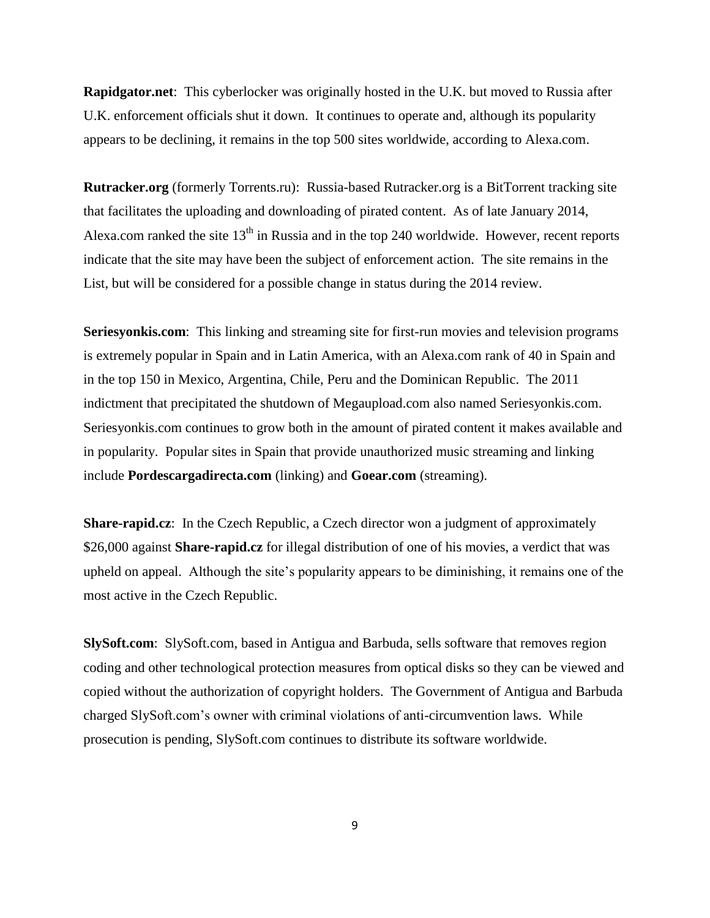**Rapidgator.net**: This cyberlocker was originally hosted in the U.K. but moved to Russia after U.K. enforcement officials shut it down. It continues to operate and, although its popularity appears to be declining, it remains in the top 500 sites worldwide, according to Alexa.com.

**Rutracker.org** (formerly Torrents.ru): Russia-based Rutracker.org is a BitTorrent tracking site that facilitates the uploading and downloading of pirated content. As of late January 2014, Alexa.com ranked the site 13th in Russia and in the top 240 worldwide. However, recent reports indicate that the site may have been the subject of enforcement action. The site remains in the List, but will be considered for a possible change in status during the 2014 review.

**Seriesyonkis.com**: This linking and streaming site for first-run movies and television programs is extremely popular in Spain and in Latin America, with an Alexa.com rank of 40 in Spain and in the top 150 in Mexico, Argentina, Chile, Peru and the Dominican Republic. The 2011 indictment that precipitated the shutdown of Megaupload.com also named Seriesyonkis.com. Seriesyonkis.com continues to grow both in the amount of pirated content it makes available and in popularity. Popular sites in Spain that provide unauthorized music streaming and linking include **Pordescargadirecta.com** (linking) and **Goear.com** (streaming).

**Share-rapid.cz**: In the Czech Republic, a Czech director won a judgment of approximately $26,000 against **Share-rapid.cz** for illegal distribution of one of his movies, a verdict that was upheld on appeal. Although the site's popularity appears to be diminishing, it remains one of the most active in the Czech Republic.

**SlySoft.com**: SlySoft.com, based in Antigua and Barbuda, sells software that removes region coding and other technological protection measures from optical disks so they can be viewed and copied without the authorization of copyright holders. The Government of Antigua and Barbuda charged SlySoft.com's owner with criminal violations of anti-circumvention laws. While prosecution is pending, SlySoft.com continues to distribute its software worldwide.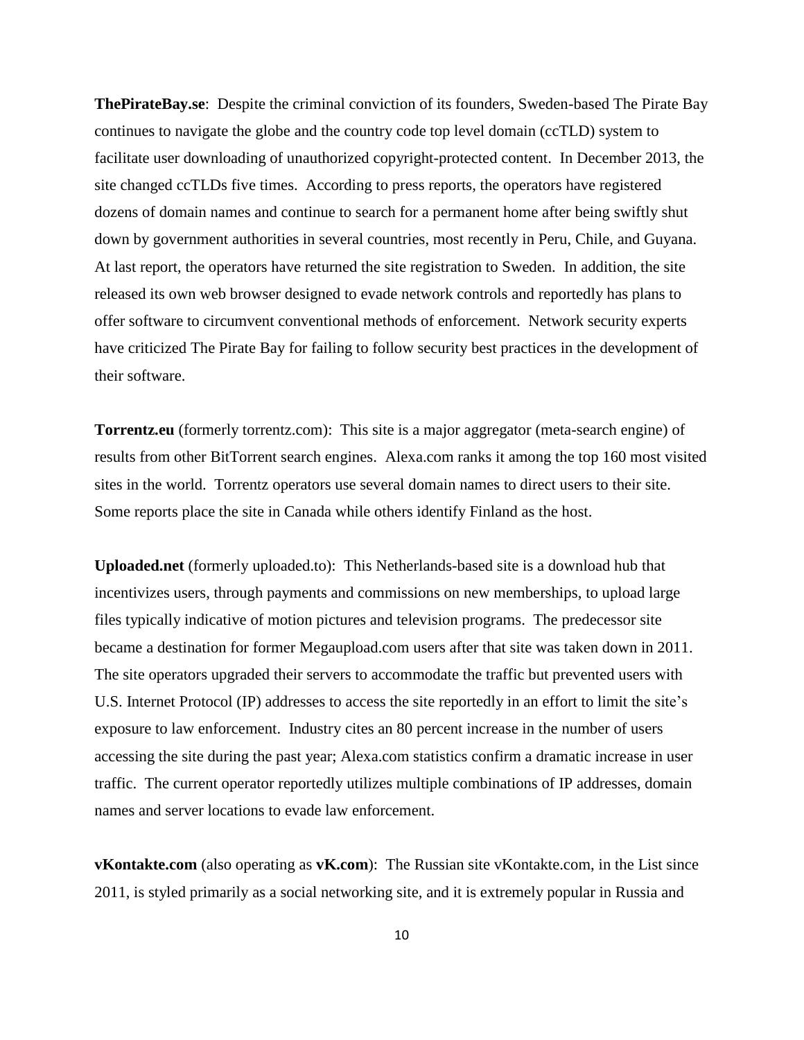**ThePirateBay.se**: Despite the criminal conviction of its founders, Sweden-based The Pirate Bay continues to navigate the globe and the country code top level domain (ccTLD) system to facilitate user downloading of unauthorized copyright-protected content. In December 2013, the site changed ccTLDs five times. According to press reports, the operators have registered dozens of domain names and continue to search for a permanent home after being swiftly shut down by government authorities in several countries, most recently in Peru, Chile, and Guyana. At last report, the operators have returned the site registration to Sweden. In addition, the site released its own web browser designed to evade network controls and reportedly has plans to offer software to circumvent conventional methods of enforcement. Network security experts have criticized The Pirate Bay for failing to follow security best practices in the development of their software.

**Torrentz.eu** (formerly torrentz.com): This site is a major aggregator (meta-search engine) of results from other BitTorrent search engines. Alexa.com ranks it among the top 160 most visited sites in the world. Torrentz operators use several domain names to direct users to their site. Some reports place the site in Canada while others identify Finland as the host.

**Uploaded.net** (formerly uploaded.to): This Netherlands-based site is a download hub that incentivizes users, through payments and commissions on new memberships, to upload large files typically indicative of motion pictures and television programs. The predecessor site became a destination for former Megaupload.com users after that site was taken down in 2011. The site operators upgraded their servers to accommodate the traffic but prevented users with U.S. Internet Protocol (IP) addresses to access the site reportedly in an effort to limit the site's exposure to law enforcement. Industry cites an 80 percent increase in the number of users accessing the site during the past year; Alexa.com statistics confirm a dramatic increase in user traffic. The current operator reportedly utilizes multiple combinations of IP addresses, domain names and server locations to evade law enforcement.

**vKontakte.com** (also operating as **vK.com**): The Russian site vKontakte.com, in the List since 2011, is styled primarily as a social networking site, and it is extremely popular in Russia and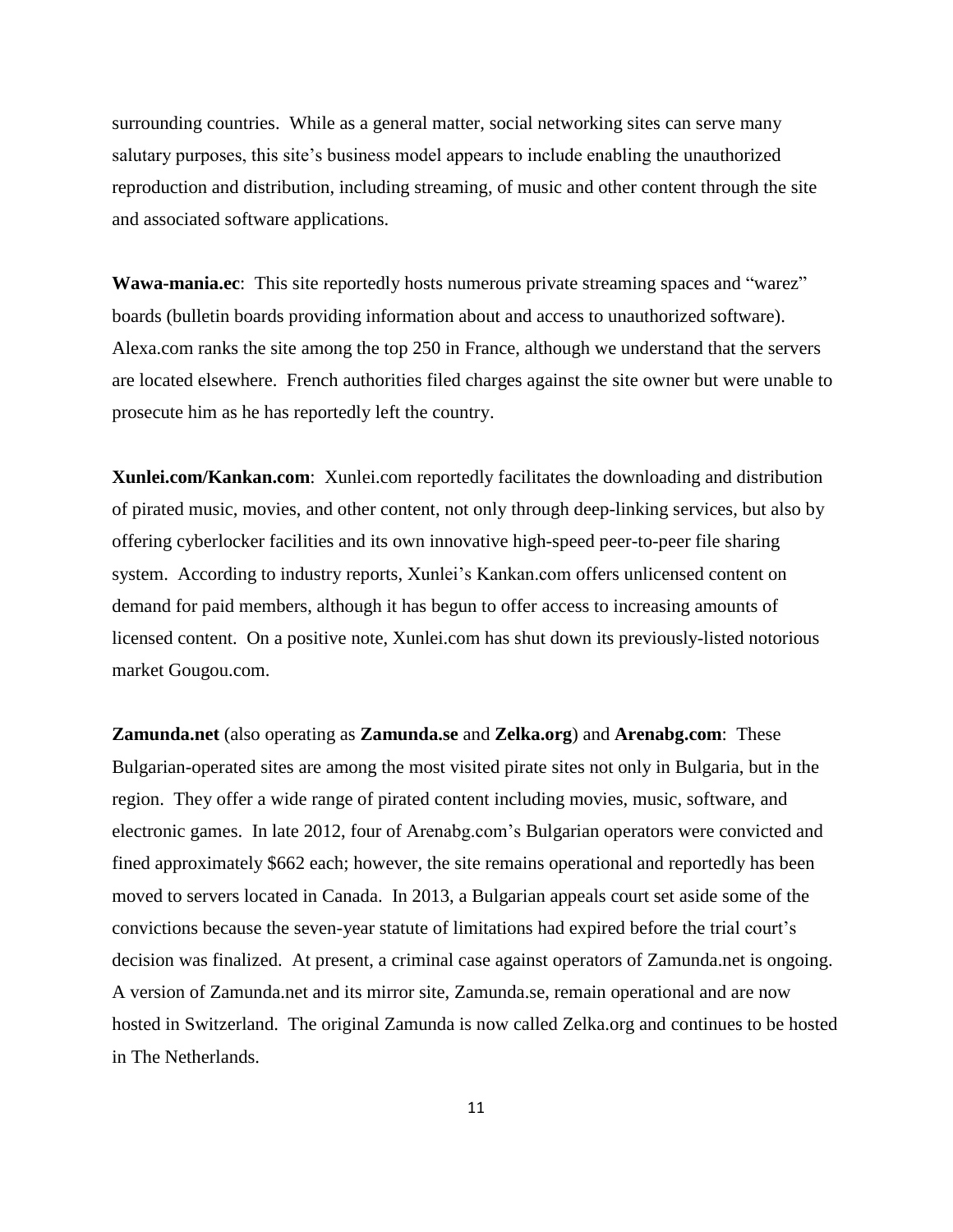surrounding countries. While as a general matter, social networking sites can serve many salutary purposes, this site's business model appears to include enabling the unauthorized reproduction and distribution, including streaming, of music and other content through the site and associated software applications.

**Wawa-mania.ec**: This site reportedly hosts numerous private streaming spaces and "warez" boards (bulletin boards providing information about and access to unauthorized software). Alexa.com ranks the site among the top 250 in France, although we understand that the servers are located elsewhere. French authorities filed charges against the site owner but were unable to prosecute him as he has reportedly left the country.

**Xunlei.com/Kankan.com**: Xunlei.com reportedly facilitates the downloading and distribution of pirated music, movies, and other content, not only through deep-linking services, but also by offering cyberlocker facilities and its own innovative high-speed peer-to-peer file sharing system. According to industry reports, Xunlei's Kankan.com offers unlicensed content on demand for paid members, although it has begun to offer access to increasing amounts of licensed content. On a positive note, Xunlei.com has shut down its previously-listed notorious market Gougou.com.

**Zamunda.net** (also operating as **Zamunda.se** and **Zelka.org**) and **Arenabg.com**: These Bulgarian-operated sites are among the most visited pirate sites not only in Bulgaria, but in the region. They offer a wide range of pirated content including movies, music, software, and electronic games. In late 2012, four of Arenabg.com's Bulgarian operators were convicted and fined approximately $662 each; however, the site remains operational and reportedly has been moved to servers located in Canada. In 2013, a Bulgarian appeals court set aside some of the convictions because the seven-year statute of limitations had expired before the trial court's decision was finalized. At present, a criminal case against operators of Zamunda.net is ongoing. A version of Zamunda.net and its mirror site, Zamunda.se, remain operational and are now hosted in Switzerland. The original Zamunda is now called Zelka.org and continues to be hosted in The Netherlands.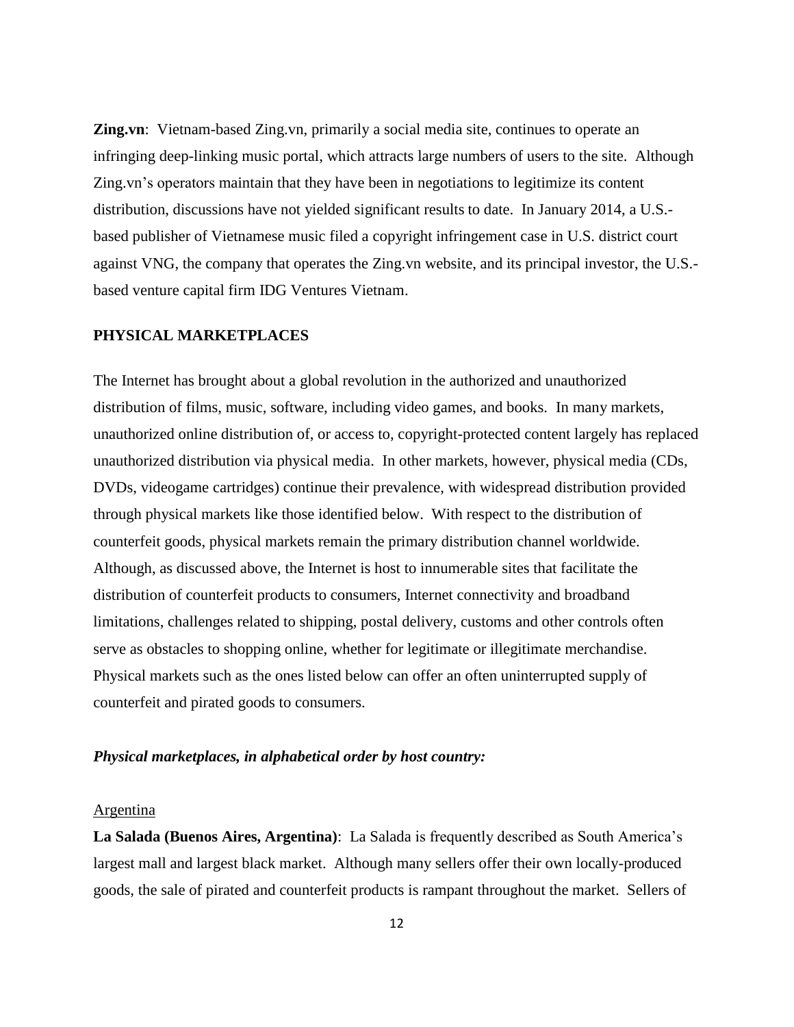**Zing.vn**: Vietnam-based Zing.vn, primarily a social media site, continues to operate an infringing deep-linking music portal, which attracts large numbers of users to the site. Although Zing.vn's operators maintain that they have been in negotiations to legitimize its content distribution, discussions have not yielded significant results to date. In January 2014, a U.S.-based publisher of Vietnamese music filed a copyright infringement case in U.S. district court against VNG, the company that operates the Zing.vn website, and its principal investor, the U.S.-based venture capital firm IDG Ventures Vietnam.

## PHYSICAL MARKETPLACES

The Internet has brought about a global revolution in the authorized and unauthorized distribution of films, music, software, including video games, and books. In many markets, unauthorized online distribution of, or access to, copyright-protected content largely has replaced unauthorized distribution via physical media. In other markets, however, physical media (CDs, DVDs, videogame cartridges) continue their prevalence, with widespread distribution provided through physical markets like those identified below. With respect to the distribution of counterfeit goods, physical markets remain the primary distribution channel worldwide. Although, as discussed above, the Internet is host to innumerable sites that facilitate the distribution of counterfeit products to consumers, Internet connectivity and broadband limitations, challenges related to shipping, postal delivery, customs and other controls often serve as obstacles to shopping online, whether for legitimate or illegitimate merchandise. Physical markets such as the ones listed below can offer an often uninterrupted supply of counterfeit and pirated goods to consumers.

### *Physical marketplaces, in alphabetical order by host country:*

Argentina

**La Salada (Buenos Aires, Argentina)**: La Salada is frequently described as South America's largest mall and largest black market. Although many sellers offer their own locally-produced goods, the sale of pirated and counterfeit products is rampant throughout the market. Sellers of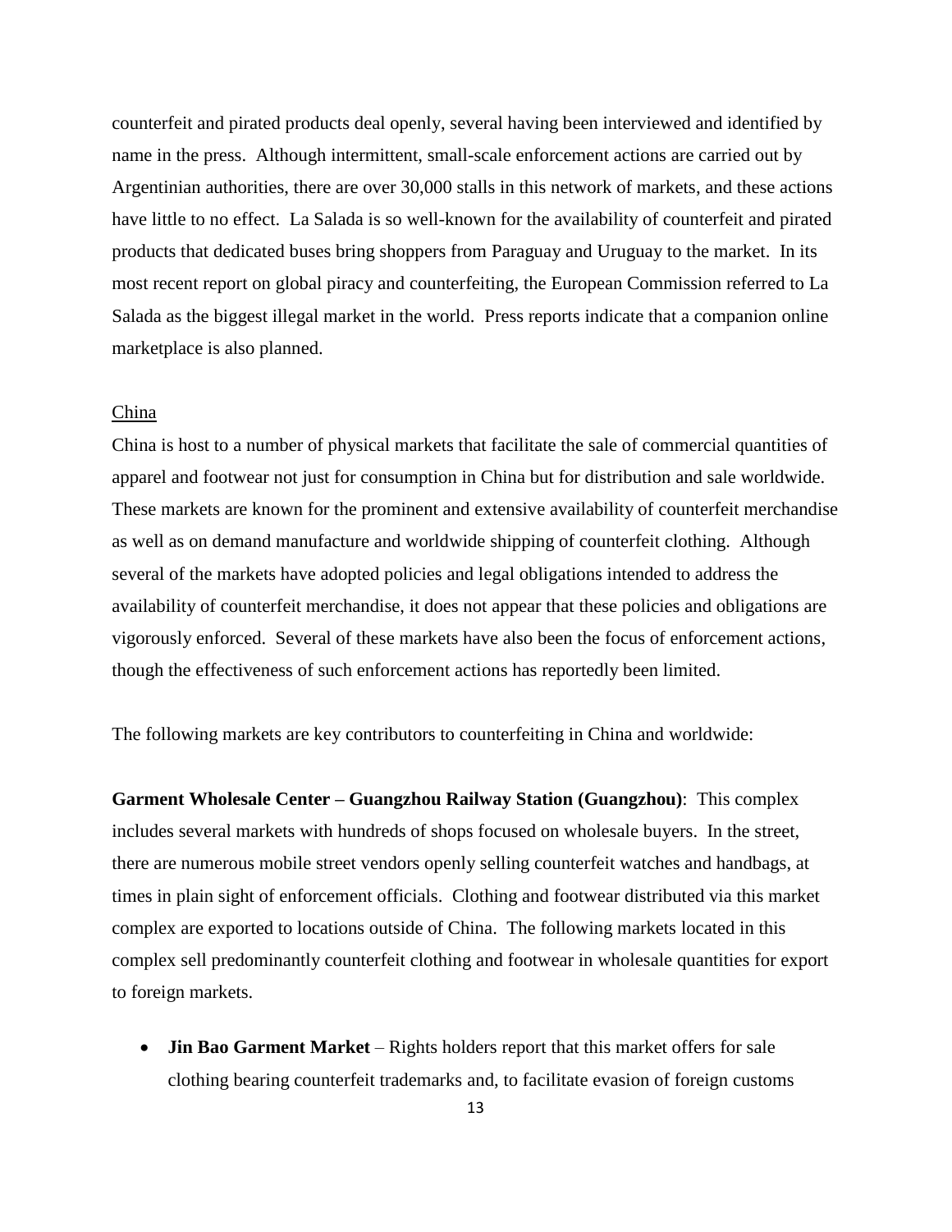counterfeit and pirated products deal openly, several having been interviewed and identified by name in the press. Although intermittent, small-scale enforcement actions are carried out by Argentinian authorities, there are over 30,000 stalls in this network of markets, and these actions have little to no effect. La Salada is so well-known for the availability of counterfeit and pirated products that dedicated buses bring shoppers from Paraguay and Uruguay to the market. In its most recent report on global piracy and counterfeiting, the European Commission referred to La Salada as the biggest illegal market in the world. Press reports indicate that a companion online marketplace is also planned.

<u>China</u>

China is host to a number of physical markets that facilitate the sale of commercial quantities of apparel and footwear not just for consumption in China but for distribution and sale worldwide. These markets are known for the prominent and extensive availability of counterfeit merchandise as well as on demand manufacture and worldwide shipping of counterfeit clothing. Although several of the markets have adopted policies and legal obligations intended to address the availability of counterfeit merchandise, it does not appear that these policies and obligations are vigorously enforced. Several of these markets have also been the focus of enforcement actions, though the effectiveness of such enforcement actions has reportedly been limited.

The following markets are key contributors to counterfeiting in China and worldwide:

**Garment Wholesale Center – Guangzhou Railway Station (Guangzhou)**: This complex includes several markets with hundreds of shops focused on wholesale buyers. In the street, there are numerous mobile street vendors openly selling counterfeit watches and handbags, at times in plain sight of enforcement officials. Clothing and footwear distributed via this market complex are exported to locations outside of China. The following markets located in this complex sell predominantly counterfeit clothing and footwear in wholesale quantities for export to foreign markets.

- **Jin Bao Garment Market** – Rights holders report that this market offers for sale clothing bearing counterfeit trademarks and, to facilitate evasion of foreign customs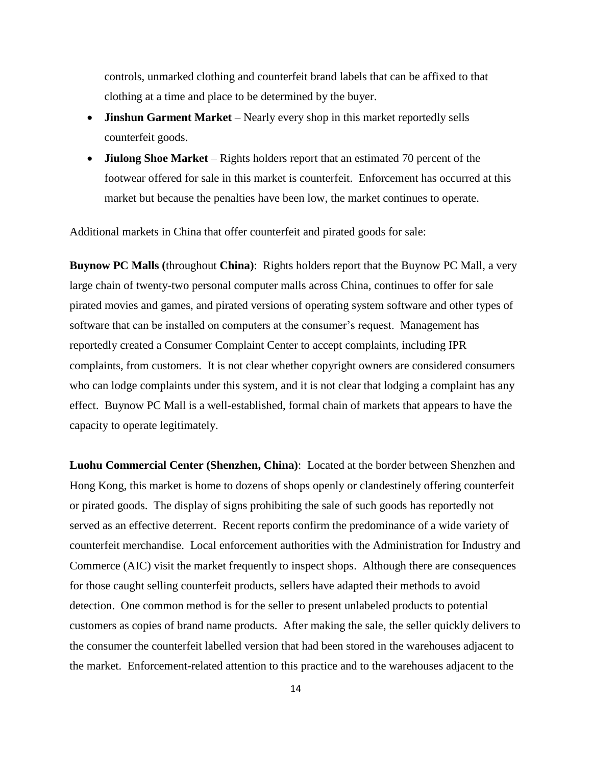controls, unmarked clothing and counterfeit brand labels that can be affixed to that clothing at a time and place to be determined by the buyer.

- **Jinshun Garment Market** – Nearly every shop in this market reportedly sells counterfeit goods.
- **Jiulong Shoe Market** – Rights holders report that an estimated 70 percent of the footwear offered for sale in this market is counterfeit. Enforcement has occurred at this market but because the penalties have been low, the market continues to operate.

Additional markets in China that offer counterfeit and pirated goods for sale:

**Buynow PC Malls (**throughout **China)**: Rights holders report that the Buynow PC Mall, a very large chain of twenty-two personal computer malls across China, continues to offer for sale pirated movies and games, and pirated versions of operating system software and other types of software that can be installed on computers at the consumer's request. Management has reportedly created a Consumer Complaint Center to accept complaints, including IPR complaints, from customers. It is not clear whether copyright owners are considered consumers who can lodge complaints under this system, and it is not clear that lodging a complaint has any effect. Buynow PC Mall is a well-established, formal chain of markets that appears to have the capacity to operate legitimately.

**Luohu Commercial Center (Shenzhen, China)**: Located at the border between Shenzhen and Hong Kong, this market is home to dozens of shops openly or clandestinely offering counterfeit or pirated goods. The display of signs prohibiting the sale of such goods has reportedly not served as an effective deterrent. Recent reports confirm the predominance of a wide variety of counterfeit merchandise. Local enforcement authorities with the Administration for Industry and Commerce (AIC) visit the market frequently to inspect shops. Although there are consequences for those caught selling counterfeit products, sellers have adapted their methods to avoid detection. One common method is for the seller to present unlabeled products to potential customers as copies of brand name products. After making the sale, the seller quickly delivers to the consumer the counterfeit labelled version that had been stored in the warehouses adjacent to the market. Enforcement-related attention to this practice and to the warehouses adjacent to the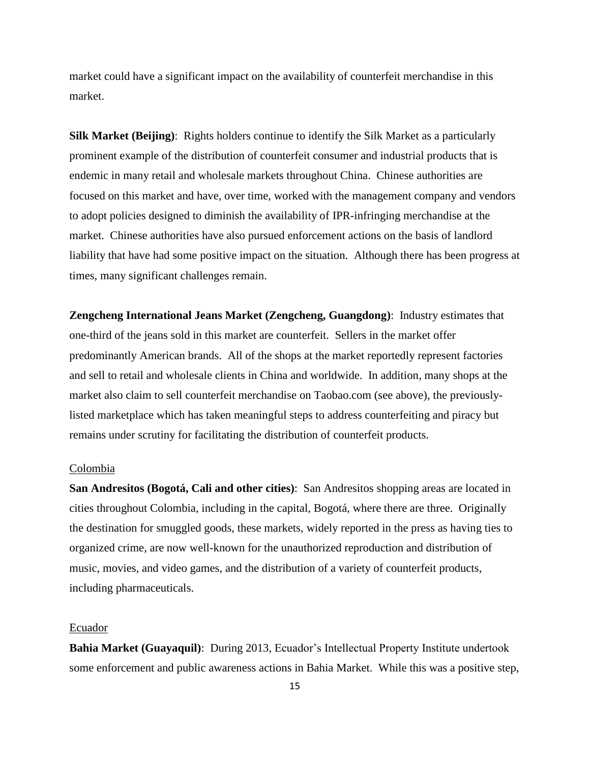market could have a significant impact on the availability of counterfeit merchandise in this market.

**Silk Market (Beijing)**: Rights holders continue to identify the Silk Market as a particularly prominent example of the distribution of counterfeit consumer and industrial products that is endemic in many retail and wholesale markets throughout China. Chinese authorities are focused on this market and have, over time, worked with the management company and vendors to adopt policies designed to diminish the availability of IPR-infringing merchandise at the market. Chinese authorities have also pursued enforcement actions on the basis of landlord liability that have had some positive impact on the situation. Although there has been progress at times, many significant challenges remain.

**Zengcheng International Jeans Market (Zengcheng, Guangdong)**: Industry estimates that one-third of the jeans sold in this market are counterfeit. Sellers in the market offer predominantly American brands. All of the shops at the market reportedly represent factories and sell to retail and wholesale clients in China and worldwide. In addition, many shops at the market also claim to sell counterfeit merchandise on Taobao.com (see above), the previously-listed marketplace which has taken meaningful steps to address counterfeiting and piracy but remains under scrutiny for facilitating the distribution of counterfeit products.

<u>Colombia</u>

**San Andresitos (Bogotá, Cali and other cities)**: San Andresitos shopping areas are located in cities throughout Colombia, including in the capital, Bogotá, where there are three. Originally the destination for smuggled goods, these markets, widely reported in the press as having ties to organized crime, are now well-known for the unauthorized reproduction and distribution of music, movies, and video games, and the distribution of a variety of counterfeit products, including pharmaceuticals.

<u>Ecuador</u>

**Bahia Market (Guayaquil)**: During 2013, Ecuador's Intellectual Property Institute undertook some enforcement and public awareness actions in Bahia Market. While this was a positive step,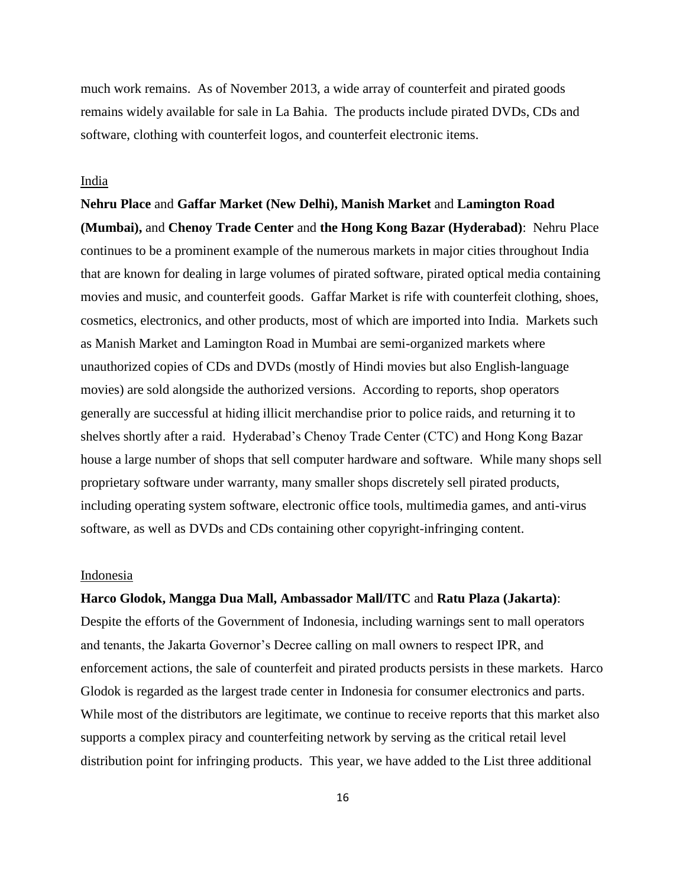much work remains. As of November 2013, a wide array of counterfeit and pirated goods remains widely available for sale in La Bahia. The products include pirated DVDs, CDs and software, clothing with counterfeit logos, and counterfeit electronic items.

## India

**Nehru Place** and **Gaffar Market (New Delhi), Manish Market** and **Lamington Road (Mumbai),** and **Chenoy Trade Center** and **the Hong Kong Bazar (Hyderabad)**: Nehru Place continues to be a prominent example of the numerous markets in major cities throughout India that are known for dealing in large volumes of pirated software, pirated optical media containing movies and music, and counterfeit goods. Gaffar Market is rife with counterfeit clothing, shoes, cosmetics, electronics, and other products, most of which are imported into India. Markets such as Manish Market and Lamington Road in Mumbai are semi-organized markets where unauthorized copies of CDs and DVDs (mostly of Hindi movies but also English-language movies) are sold alongside the authorized versions. According to reports, shop operators generally are successful at hiding illicit merchandise prior to police raids, and returning it to shelves shortly after a raid. Hyderabad's Chenoy Trade Center (CTC) and Hong Kong Bazar house a large number of shops that sell computer hardware and software. While many shops sell proprietary software under warranty, many smaller shops discretely sell pirated products, including operating system software, electronic office tools, multimedia games, and anti-virus software, as well as DVDs and CDs containing other copyright-infringing content.

## Indonesia

**Harco Glodok, Mangga Dua Mall, Ambassador Mall/ITC** and **Ratu Plaza (Jakarta)**: Despite the efforts of the Government of Indonesia, including warnings sent to mall operators and tenants, the Jakarta Governor's Decree calling on mall owners to respect IPR, and enforcement actions, the sale of counterfeit and pirated products persists in these markets. Harco Glodok is regarded as the largest trade center in Indonesia for consumer electronics and parts. While most of the distributors are legitimate, we continue to receive reports that this market also supports a complex piracy and counterfeiting network by serving as the critical retail level distribution point for infringing products. This year, we have added to the List three additional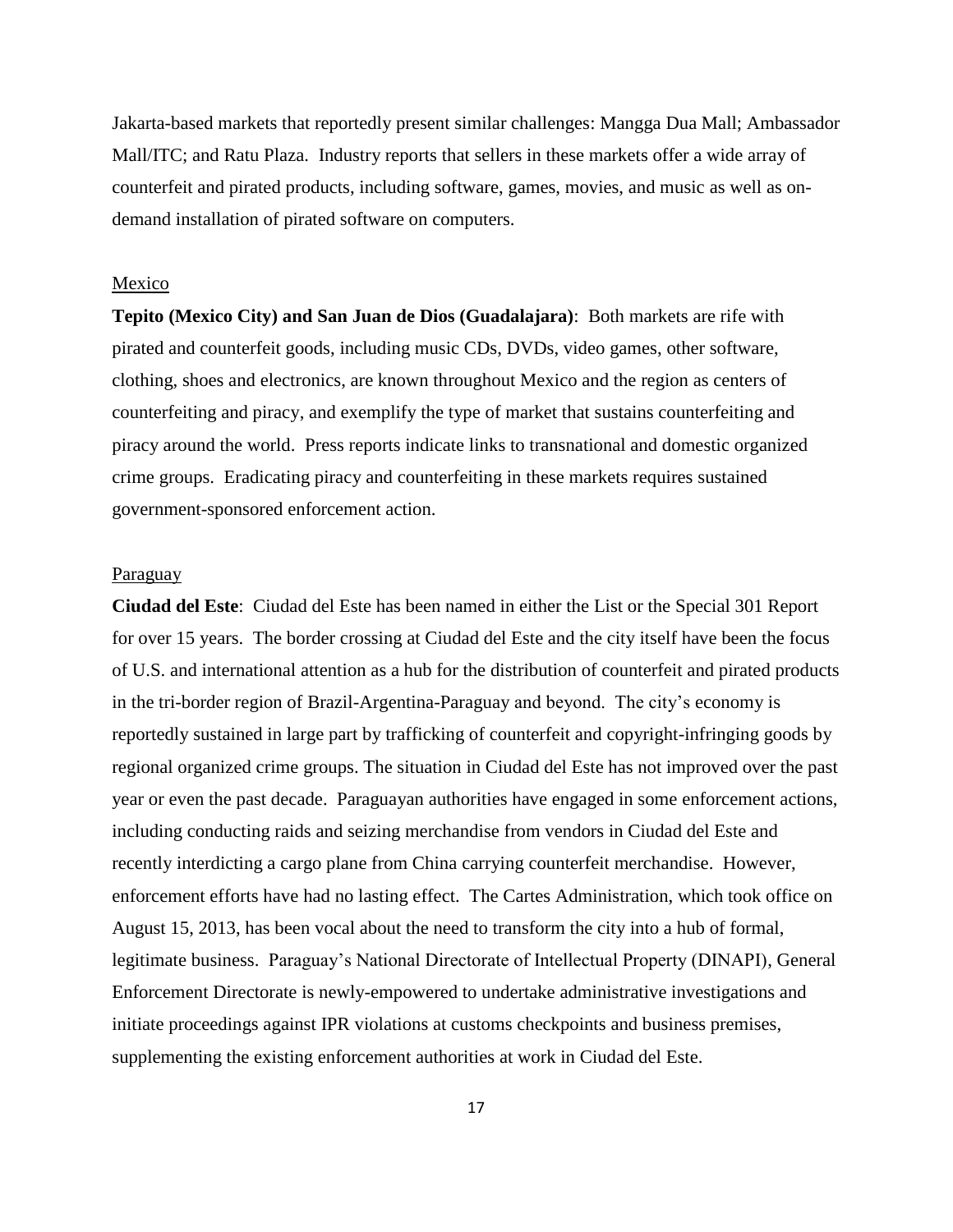Jakarta-based markets that reportedly present similar challenges: Mangga Dua Mall; Ambassador Mall/ITC; and Ratu Plaza. Industry reports that sellers in these markets offer a wide array of counterfeit and pirated products, including software, games, movies, and music as well as on-demand installation of pirated software on computers.

Mexico

**Tepito (Mexico City) and San Juan de Dios (Guadalajara)**: Both markets are rife with pirated and counterfeit goods, including music CDs, DVDs, video games, other software, clothing, shoes and electronics, are known throughout Mexico and the region as centers of counterfeiting and piracy, and exemplify the type of market that sustains counterfeiting and piracy around the world. Press reports indicate links to transnational and domestic organized crime groups. Eradicating piracy and counterfeiting in these markets requires sustained government-sponsored enforcement action.

Paraguay

**Ciudad del Este**: Ciudad del Este has been named in either the List or the Special 301 Report for over 15 years. The border crossing at Ciudad del Este and the city itself have been the focus of U.S. and international attention as a hub for the distribution of counterfeit and pirated products in the tri-border region of Brazil-Argentina-Paraguay and beyond. The city's economy is reportedly sustained in large part by trafficking of counterfeit and copyright-infringing goods by regional organized crime groups. The situation in Ciudad del Este has not improved over the past year or even the past decade. Paraguayan authorities have engaged in some enforcement actions, including conducting raids and seizing merchandise from vendors in Ciudad del Este and recently interdicting a cargo plane from China carrying counterfeit merchandise. However, enforcement efforts have had no lasting effect. The Cartes Administration, which took office on August 15, 2013, has been vocal about the need to transform the city into a hub of formal, legitimate business. Paraguay's National Directorate of Intellectual Property (DINAPI), General Enforcement Directorate is newly-empowered to undertake administrative investigations and initiate proceedings against IPR violations at customs checkpoints and business premises, supplementing the existing enforcement authorities at work in Ciudad del Este.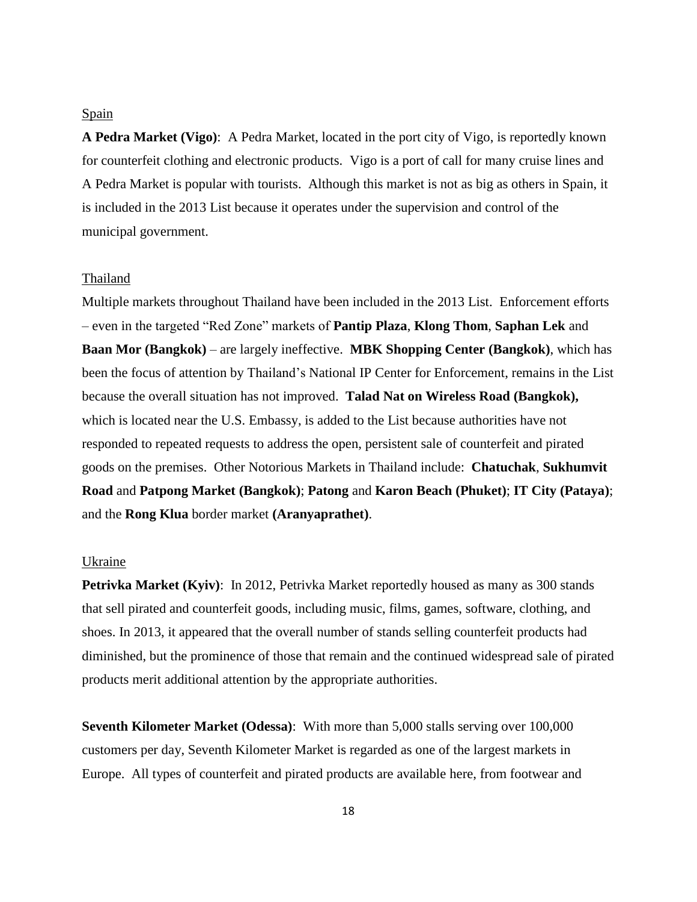Spain

**A Pedra Market (Vigo)**: A Pedra Market, located in the port city of Vigo, is reportedly known for counterfeit clothing and electronic products. Vigo is a port of call for many cruise lines and A Pedra Market is popular with tourists. Although this market is not as big as others in Spain, it is included in the 2013 List because it operates under the supervision and control of the municipal government.

Thailand

Multiple markets throughout Thailand have been included in the 2013 List. Enforcement efforts – even in the targeted "Red Zone" markets of **Pantip Plaza**, **Klong Thom**, **Saphan Lek** and **Baan Mor (Bangkok)** – are largely ineffective. **MBK Shopping Center (Bangkok)**, which has been the focus of attention by Thailand's National IP Center for Enforcement, remains in the List because the overall situation has not improved. **Talad Nat on Wireless Road (Bangkok),** which is located near the U.S. Embassy, is added to the List because authorities have not responded to repeated requests to address the open, persistent sale of counterfeit and pirated goods on the premises. Other Notorious Markets in Thailand include: **Chatuchak**, **Sukhumvit Road** and **Patpong Market (Bangkok)**; **Patong** and **Karon Beach (Phuket)**; **IT City (Pataya)**; and the **Rong Klua** border market **(Aranyaprathet)**.

Ukraine

**Petrivka Market (Kyiv)**: In 2012, Petrivka Market reportedly housed as many as 300 stands that sell pirated and counterfeit goods, including music, films, games, software, clothing, and shoes. In 2013, it appeared that the overall number of stands selling counterfeit products had diminished, but the prominence of those that remain and the continued widespread sale of pirated products merit additional attention by the appropriate authorities.

**Seventh Kilometer Market (Odessa)**: With more than 5,000 stalls serving over 100,000 customers per day, Seventh Kilometer Market is regarded as one of the largest markets in Europe. All types of counterfeit and pirated products are available here, from footwear and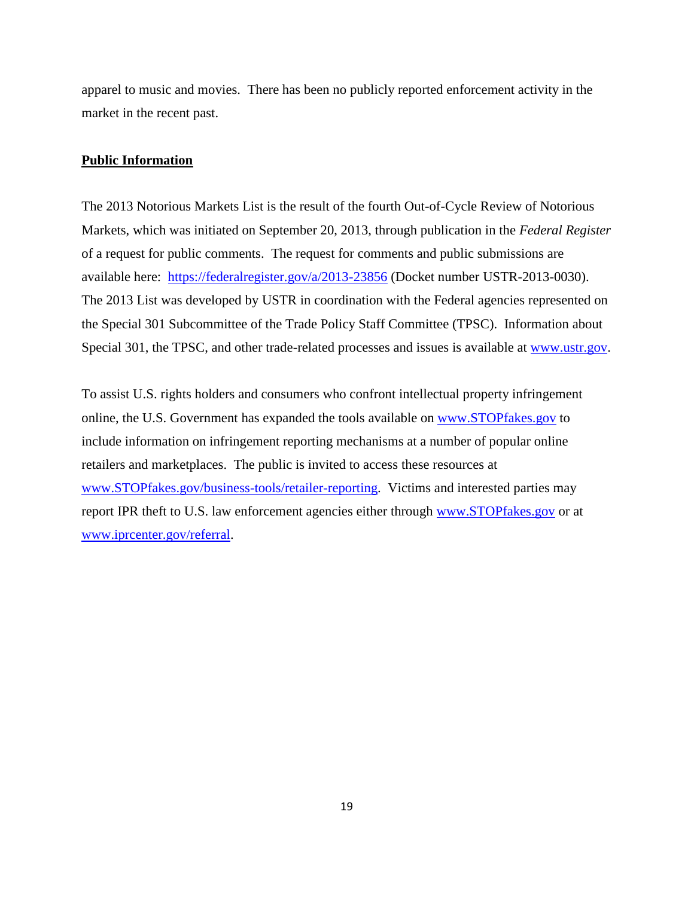apparel to music and movies. There has been no publicly reported enforcement activity in the market in the recent past.

**Public Information**

The 2013 Notorious Markets List is the result of the fourth Out-of-Cycle Review of Notorious Markets, which was initiated on September 20, 2013, through publication in the *Federal Register* of a request for public comments. The request for comments and public submissions are available here: https://federalregister.gov/a/2013-23856 (Docket number USTR-2013-0030). The 2013 List was developed by USTR in coordination with the Federal agencies represented on the Special 301 Subcommittee of the Trade Policy Staff Committee (TPSC). Information about Special 301, the TPSC, and other trade-related processes and issues is available at www.ustr.gov.

To assist U.S. rights holders and consumers who confront intellectual property infringement online, the U.S. Government has expanded the tools available on www.STOPfakes.gov to include information on infringement reporting mechanisms at a number of popular online retailers and marketplaces. The public is invited to access these resources at www.STOPfakes.gov/business-tools/retailer-reporting. Victims and interested parties may report IPR theft to U.S. law enforcement agencies either through www.STOPfakes.gov or at www.iprcenter.gov/referral.